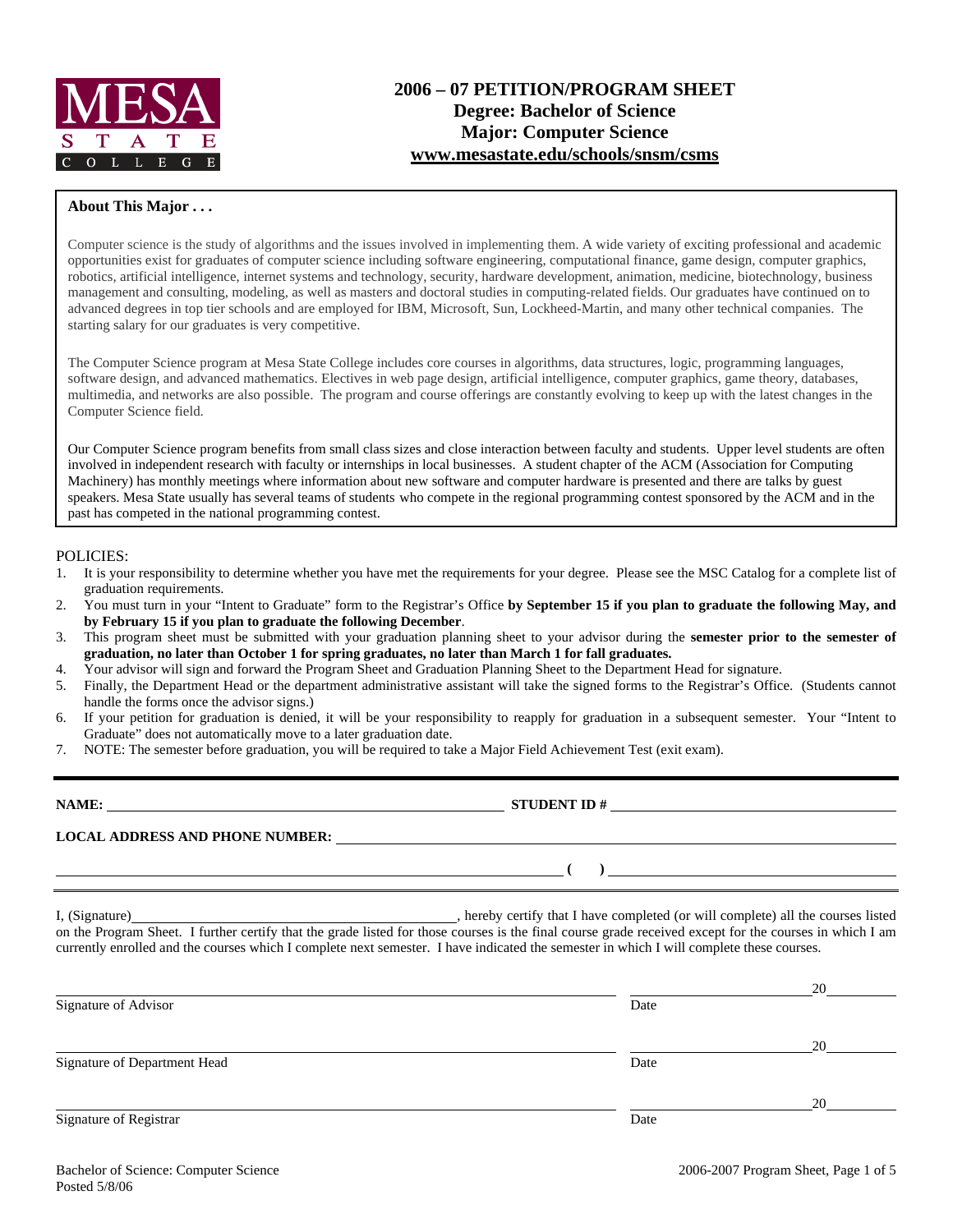MESA STATE COLLEGE

# 2006 – 07 PETITION/PROGRAM SHEET
## Degree: Bachelor of Science
## Major: Computer Science
## www.mesastate.edu/schools/snsm/csms

**About This Major . . .**

Computer science is the study of algorithms and the issues involved in implementing them. A wide variety of exciting professional and academic opportunities exist for graduates of computer science including software engineering, computational finance, game design, computer graphics, robotics, artificial intelligence, internet systems and technology, security, hardware development, animation, medicine, biotechnology, business management and consulting, modeling, as well as masters and doctoral studies in computing-related fields. Our graduates have continued on to advanced degrees in top tier schools and are employed for IBM, Microsoft, Sun, Lockheed-Martin, and many other technical companies. The starting salary for our graduates is very competitive.

The Computer Science program at Mesa State College includes core courses in algorithms, data structures, logic, programming languages, software design, and advanced mathematics. Electives in web page design, artificial intelligence, computer graphics, game theory, databases, multimedia, and networks are also possible. The program and course offerings are constantly evolving to keep up with the latest changes in the Computer Science field.

Our Computer Science program benefits from small class sizes and close interaction between faculty and students. Upper level students are often involved in independent research with faculty or internships in local businesses. A student chapter of the ACM (Association for Computing Machinery) has monthly meetings where information about new software and computer hardware is presented and there are talks by guest speakers. Mesa State usually has several teams of students who compete in the regional programming contest sponsored by the ACM and in the past has competed in the national programming contest.

POLICIES:

1. It is your responsibility to determine whether you have met the requirements for your degree. Please see the MSC Catalog for a complete list of graduation requirements.
2. You must turn in your "Intent to Graduate" form to the Registrar's Office **by September 15 if you plan to graduate the following May, and by February 15 if you plan to graduate the following December**.
3. This program sheet must be submitted with your graduation planning sheet to your advisor during the **semester prior to the semester of graduation, no later than October 1 for spring graduates, no later than March 1 for fall graduates.**
4. Your advisor will sign and forward the Program Sheet and Graduation Planning Sheet to the Department Head for signature.
5. Finally, the Department Head or the department administrative assistant will take the signed forms to the Registrar's Office. (Students cannot handle the forms once the advisor signs.)
6. If your petition for graduation is denied, it will be your responsibility to reapply for graduation in a subsequent semester. Your "Intent to Graduate" does not automatically move to a later graduation date.
7. NOTE: The semester before graduation, you will be required to take a Major Field Achievement Test (exit exam).

---

**NAME:** ______________________________ **STUDENT ID #** ______________________________

**LOCAL ADDRESS AND PHONE NUMBER:** ______________________________

______________________________ **(   )** ______________________________

I, (Signature)______________________________, hereby certify that I have completed (or will complete) all the courses listed on the Program Sheet. I further certify that the grade listed for those courses is the final course grade received except for the courses in which I am currently enrolled and the courses which I complete next semester. I have indicated the semester in which I will complete these courses.

______________________________ ______________ 20______
Signature of Advisor                                        Date

______________________________ ______________ 20______
Signature of Department Head                                Date

______________________________ ______________ 20______
Signature of Registrar                                      Date

Bachelor of Science: Computer Science
Posted 5/8/06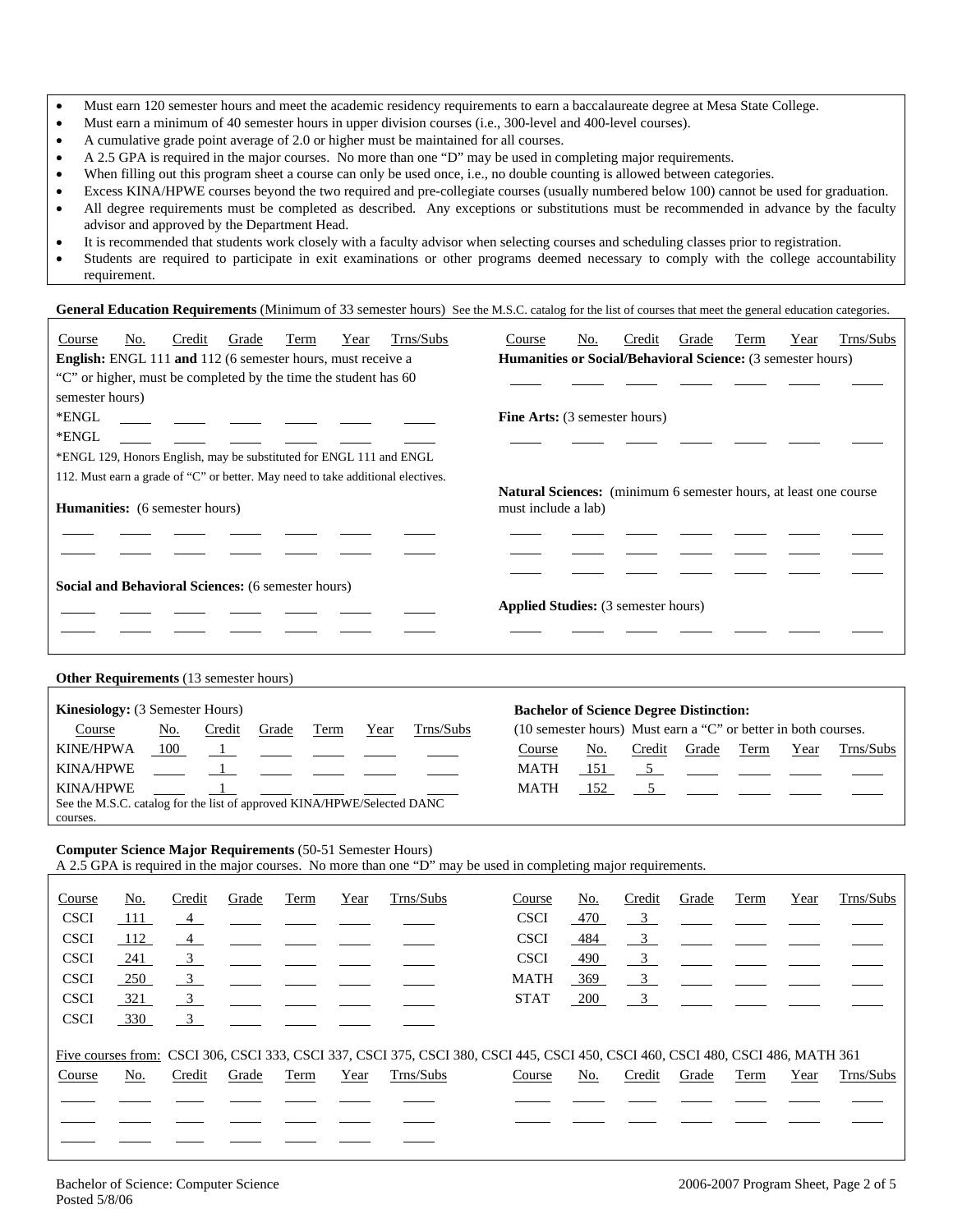- Must earn 120 semester hours and meet the academic residency requirements to earn a baccalaureate degree at Mesa State College.
- Must earn a minimum of 40 semester hours in upper division courses (i.e., 300-level and 400-level courses).
- A cumulative grade point average of 2.0 or higher must be maintained for all courses.
- A 2.5 GPA is required in the major courses. No more than one "D" may be used in completing major requirements.
- When filling out this program sheet a course can only be used once, i.e., no double counting is allowed between categories.
- Excess KINA/HPWE courses beyond the two required and pre-collegiate courses (usually numbered below 100) cannot be used for graduation.
- All degree requirements must be completed as described. Any exceptions or substitutions must be recommended in advance by the faculty advisor and approved by the Department Head.
- It is recommended that students work closely with a faculty advisor when selecting courses and scheduling classes prior to registration.
- Students are required to participate in exit examinations or other programs deemed necessary to comply with the college accountability requirement.

**General Education Requirements** (Minimum of 33 semester hours) See the M.S.C. catalog for the list of courses that meet the general education categories.

**English:** ENGL 111 **and** 112 (6 semester hours, must receive a "C" or higher, must be completed by the time the student has 60 semester hours)

| Course | No. | Credit | Grade | Term | Year | Trns/Subs |
|---|---|---|---|---|---|---|
| *ENGL | | | | | | |
| *ENGL | | | | | | |

*ENGL 129, Honors English, may be substituted for ENGL 111 and ENGL 112. Must earn a grade of "C" or better. May need to take additional electives.

**Humanities:** (6 semester hours)

| Course | No. | Credit | Grade | Term | Year | Trns/Subs |
|---|---|---|---|---|---|---|
| | | | | | | |
| | | | | | | |

**Social and Behavioral Sciences:** (6 semester hours)

| Course | No. | Credit | Grade | Term | Year | Trns/Subs |
|---|---|---|---|---|---|---|
| | | | | | | |
| | | | | | | |

**Humanities or Social/Behavioral Science:** (3 semester hours)

| Course | No. | Credit | Grade | Term | Year | Trns/Subs |
|---|---|---|---|---|---|---|
| | | | | | | |

**Fine Arts:** (3 semester hours)

| Course | No. | Credit | Grade | Term | Year | Trns/Subs |
|---|---|---|---|---|---|---|
| | | | | | | |

**Natural Sciences:** (minimum 6 semester hours, at least one course must include a lab)

| Course | No. | Credit | Grade | Term | Year | Trns/Subs |
|---|---|---|---|---|---|---|
| | | | | | | |
| | | | | | | |
| | | | | | | |

**Applied Studies:** (3 semester hours)

| Course | No. | Credit | Grade | Term | Year | Trns/Subs |
|---|---|---|---|---|---|---|
| | | | | | | |

**Other Requirements** (13 semester hours)

**Kinesiology:** (3 Semester Hours)

| Course | No. | Credit | Grade | Term | Year | Trns/Subs |
|---|---|---|---|---|---|---|
| KINE/HPWA | 100 | 1 | | | | |
| KINA/HPWE | | 1 | | | | |
| KINA/HPWE | | 1 | | | | |

See the M.S.C. catalog for the list of approved KINA/HPWE/Selected DANC courses.

**Bachelor of Science Degree Distinction:**

(10 semester hours) Must earn a "C" or better in both courses.

| Course | No. | Credit | Grade | Term | Year | Trns/Subs |
|---|---|---|---|---|---|---|
| MATH | 151 | 5 | | | | |
| MATH | 152 | 5 | | | | |

**Computer Science Major Requirements** (50-51 Semester Hours)

A 2.5 GPA is required in the major courses. No more than one "D" may be used in completing major requirements.

| Course | No. | Credit | Grade | Term | Year | Trns/Subs |
|---|---|---|---|---|---|---|
| CSCI | 111 | 4 | | | | |
| CSCI | 112 | 4 | | | | |
| CSCI | 241 | 3 | | | | |
| CSCI | 250 | 3 | | | | |
| CSCI | 321 | 3 | | | | |
| CSCI | 330 | 3 | | | | |
| CSCI | 470 | 3 | | | | |
| CSCI | 484 | 3 | | | | |
| CSCI | 490 | 3 | | | | |
| MATH | 369 | 3 | | | | |
| STAT | 200 | 3 | | | | |

Five courses from: CSCI 306, CSCI 333, CSCI 337, CSCI 375, CSCI 380, CSCI 445, CSCI 450, CSCI 460, CSCI 480, CSCI 486, MATH 361

| Course | No. | Credit | Grade | Term | Year | Trns/Subs |
|---|---|---|---|---|---|---|
| | | | | | | |
| | | | | | | |
| | | | | | | |
| | | | | | | |
| | | | | | | |

Bachelor of Science: Computer Science
Posted 5/8/06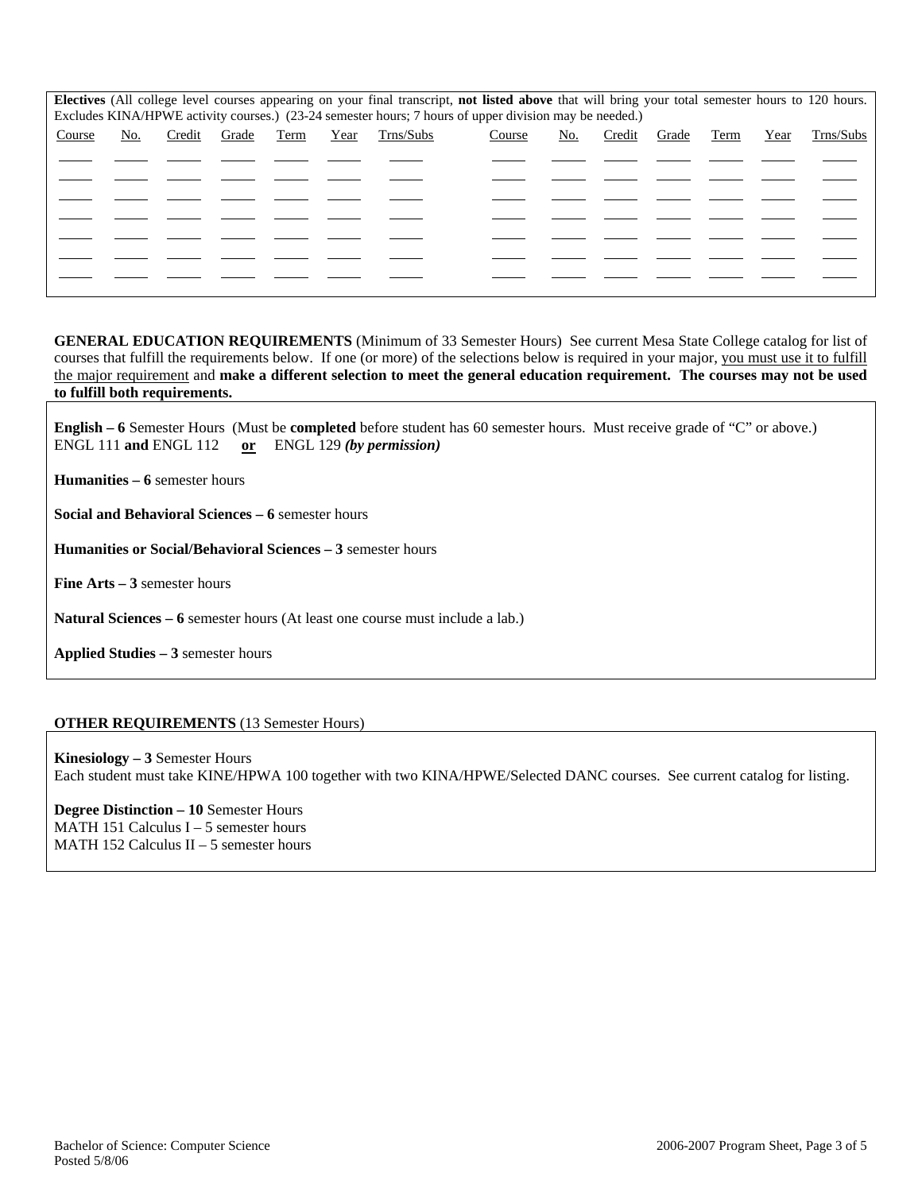**Electives** (All college level courses appearing on your final transcript, **not listed above** that will bring your total semester hours to 120 hours. Excludes KINA/HPWE activity courses.) (23-24 semester hours; 7 hours of upper division may be needed.)

| Course | No. | Credit | Grade | Term | Year | Trns/Subs | Course | No. | Credit | Grade | Term | Year | Trns/Subs |
|---|---|---|---|---|---|---|---|---|---|---|---|---|---|
| | | | | | | | | | | | | | |
| | | | | | | | | | | | | | |
| | | | | | | | | | | | | | |
| | | | | | | | | | | | | | |
| | | | | | | | | | | | | | |
| | | | | | | | | | | | | | |
| | | | | | | | | | | | | | |

**GENERAL EDUCATION REQUIREMENTS** (Minimum of 33 Semester Hours) See current Mesa State College catalog for list of courses that fulfill the requirements below. If one (or more) of the selections below is required in your major, <u>you must use it to fulfill the major requirement</u> and **make a different selection to meet the general education requirement. The courses may not be used to fulfill both requirements.**

**English – 6** Semester Hours (Must be **completed** before student has 60 semester hours. Must receive grade of "C" or above.)
ENGL 111 **and** ENGL 112 **<u>or</u>** ENGL 129 ***(by permission)***

**Humanities – 6** semester hours

**Social and Behavioral Sciences – 6** semester hours

**Humanities or Social/Behavioral Sciences – 3** semester hours

**Fine Arts – 3** semester hours

**Natural Sciences – 6** semester hours (At least one course must include a lab.)

**Applied Studies – 3** semester hours

**OTHER REQUIREMENTS** (13 Semester Hours)

**Kinesiology – 3** Semester Hours
Each student must take KINE/HPWA 100 together with two KINA/HPWE/Selected DANC courses. See current catalog for listing.

**Degree Distinction – 10** Semester Hours
MATH 151 Calculus I – 5 semester hours
MATH 152 Calculus II – 5 semester hours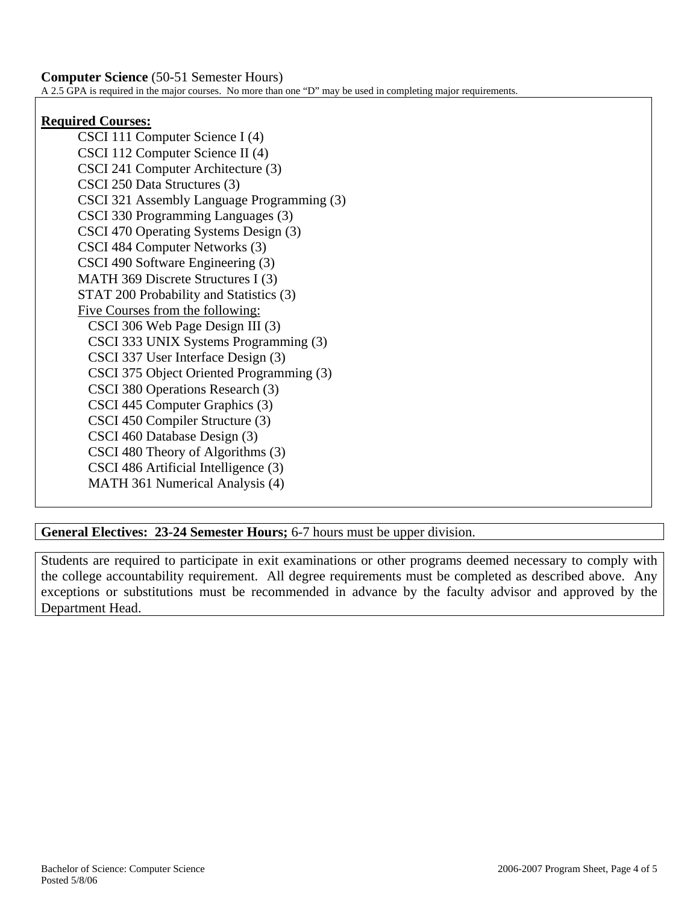**Computer Science** (50-51 Semester Hours)

A 2.5 GPA is required in the major courses. No more than one "D" may be used in completing major requirements.

**Required Courses:**

- CSCI 111 Computer Science I (4)
- CSCI 112 Computer Science II (4)
- CSCI 241 Computer Architecture (3)
- CSCI 250 Data Structures (3)
- CSCI 321 Assembly Language Programming (3)
- CSCI 330 Programming Languages (3)
- CSCI 470 Operating Systems Design (3)
- CSCI 484 Computer Networks (3)
- CSCI 490 Software Engineering (3)
- MATH 369 Discrete Structures I (3)
- STAT 200 Probability and Statistics (3)
- Five Courses from the following:
  - CSCI 306 Web Page Design III (3)
  - CSCI 333 UNIX Systems Programming (3)
  - CSCI 337 User Interface Design (3)
  - CSCI 375 Object Oriented Programming (3)
  - CSCI 380 Operations Research (3)
  - CSCI 445 Computer Graphics (3)
  - CSCI 450 Compiler Structure (3)
  - CSCI 460 Database Design (3)
  - CSCI 480 Theory of Algorithms (3)
  - CSCI 486 Artificial Intelligence (3)
  - MATH 361 Numerical Analysis (4)

**General Electives: 23-24 Semester Hours;** 6-7 hours must be upper division.

Students are required to participate in exit examinations or other programs deemed necessary to comply with the college accountability requirement. All degree requirements must be completed as described above. Any exceptions or substitutions must be recommended in advance by the faculty advisor and approved by the Department Head.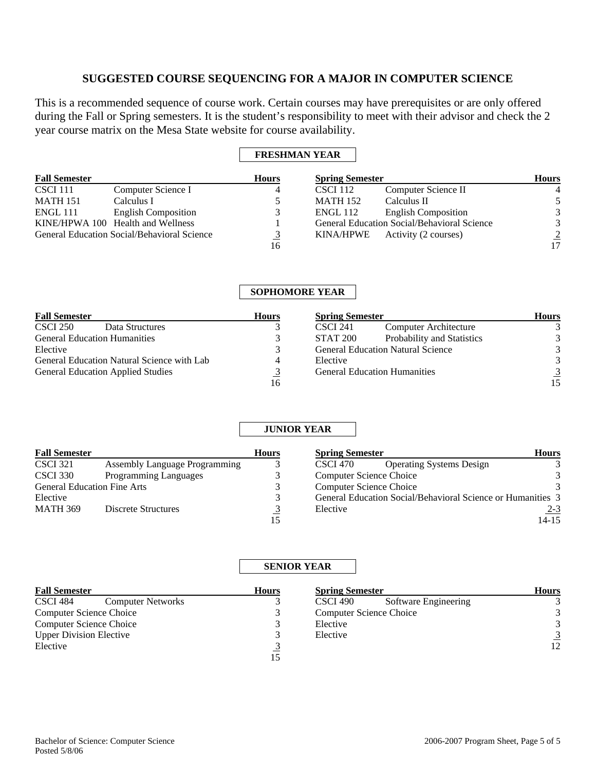## SUGGESTED COURSE SEQUENCING FOR A MAJOR IN COMPUTER SCIENCE

This is a recommended sequence of course work. Certain courses may have prerequisites or are only offered during the Fall or Spring semesters. It is the student's responsibility to meet with their advisor and check the 2 year course matrix on the Mesa State website for course availability.

### FRESHMAN YEAR

| Fall Semester | | Hours | Spring Semester | | Hours |
|---|---|---|---|---|---|
| CSCI 111 | Computer Science I | 4 | CSCI 112 | Computer Science II | 4 |
| MATH 151 | Calculus I | 5 | MATH 152 | Calculus II | 5 |
| ENGL 111 | English Composition | 3 | ENGL 112 | English Composition | 3 |
| KINE/HPWA 100 | Health and Wellness | 1 | General Education Social/Behavioral Science | | 3 |
| General Education Social/Behavioral Science | | 3 | KINA/HPWE | Activity (2 courses) | 2 |
| | | 16 | | | 17 |

### SOPHOMORE YEAR

| Fall Semester | | Hours | Spring Semester | | Hours |
|---|---|---|---|---|---|
| CSCI 250 | Data Structures | 3 | CSCI 241 | Computer Architecture | 3 |
| General Education Humanities | | 3 | STAT 200 | Probability and Statistics | 3 |
| Elective | | 3 | General Education Natural Science | | 3 |
| General Education Natural Science with Lab | | 4 | Elective | | 3 |
| General Education Applied Studies | | 3 | General Education Humanities | | 3 |
| | | 16 | | | 15 |

### JUNIOR YEAR

| Fall Semester | | Hours | Spring Semester | | Hours |
|---|---|---|---|---|---|
| CSCI 321 | Assembly Language Programming | 3 | CSCI 470 | Operating Systems Design | 3 |
| CSCI 330 | Programming Languages | 3 | Computer Science Choice | | 3 |
| General Education Fine Arts | | 3 | Computer Science Choice | | 3 |
| Elective | | 3 | General Education Social/Behavioral Science or Humanities | | 3 |
| MATH 369 | Discrete Structures | 3 | Elective | | 2-3 |
| | | 15 | | | 14-15 |

### SENIOR YEAR

| Fall Semester | | Hours | Spring Semester | | Hours |
|---|---|---|---|---|---|
| CSCI 484 | Computer Networks | 3 | CSCI 490 | Software Engineering | 3 |
| Computer Science Choice | | 3 | Computer Science Choice | | 3 |
| Computer Science Choice | | 3 | Elective | | 3 |
| Upper Division Elective | | 3 | Elective | | 3 |
| Elective | | 3 | | | 12 |
| | | 15 | | | |

Bachelor of Science: Computer Science
Posted 5/8/06

2006-2007 Program Sheet